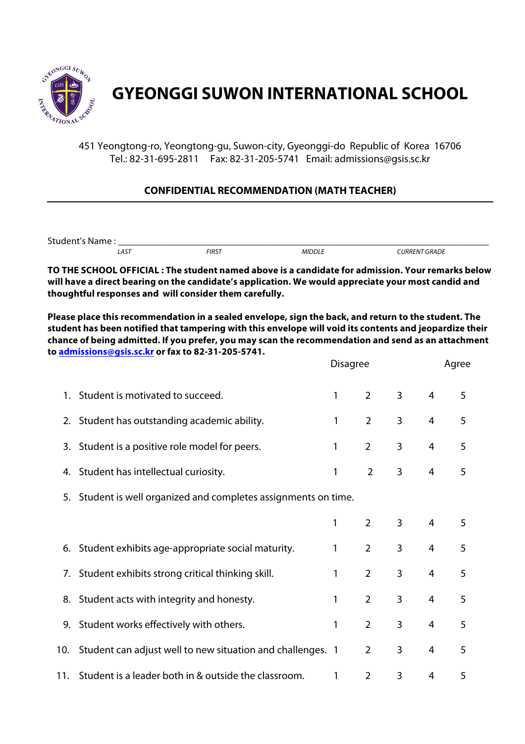# GYEONGGI SUWON INTERNATIONAL SCHOOL

451 Yeongtong-ro, Yeongtong-gu, Suwon-city, Gyeonggi-do Republic of Korea 16706
Tel.: 82-31-695-2811 Fax: 82-31-205-5741 Email: admissions@gsis.sc.kr

## CONFIDENTIAL RECOMMENDATION (MATH TEACHER)

Student's Name : ________________________________________________________________

*LAST* *FIRST* *MIDDLE* *CURRENT GRADE*

**TO THE SCHOOL OFFICIAL : The student named above is a candidate for admission. Your remarks below will have a direct bearing on the candidate's application. We would appreciate your most candid and thoughtful responses and will consider them carefully.**

**Please place this recommendation in a sealed envelope, sign the back, and return to the student. The student has been notified that tampering with this envelope will void its contents and jeopardize their chance of being admitted. If you prefer, you may scan the recommendation and send as an attachment to [admissions@gsis.sc.kr](mailto:admissions@gsis.sc.kr) or fax to 82-31-205-5741.**

| | Disagree | | | | Agree |
|---|---|---|---|---|---|
| 1. Student is motivated to succeed. | 1 | 2 | 3 | 4 | 5 |
| 2. Student has outstanding academic ability. | 1 | 2 | 3 | 4 | 5 |
| 3. Student is a positive role model for peers. | 1 | 2 | 3 | 4 | 5 |
| 4. Student has intellectual curiosity. | 1 | 2 | 3 | 4 | 5 |
| 5. Student is well organized and completes assignments on time. | 1 | 2 | 3 | 4 | 5 |
| 6. Student exhibits age-appropriate social maturity. | 1 | 2 | 3 | 4 | 5 |
| 7. Student exhibits strong critical thinking skill. | 1 | 2 | 3 | 4 | 5 |
| 8. Student acts with integrity and honesty. | 1 | 2 | 3 | 4 | 5 |
| 9. Student works effectively with others. | 1 | 2 | 3 | 4 | 5 |
| 10. Student can adjust well to new situation and challenges. | 1 | 2 | 3 | 4 | 5 |
| 11. Student is a leader both in & outside the classroom. | 1 | 2 | 3 | 4 | 5 |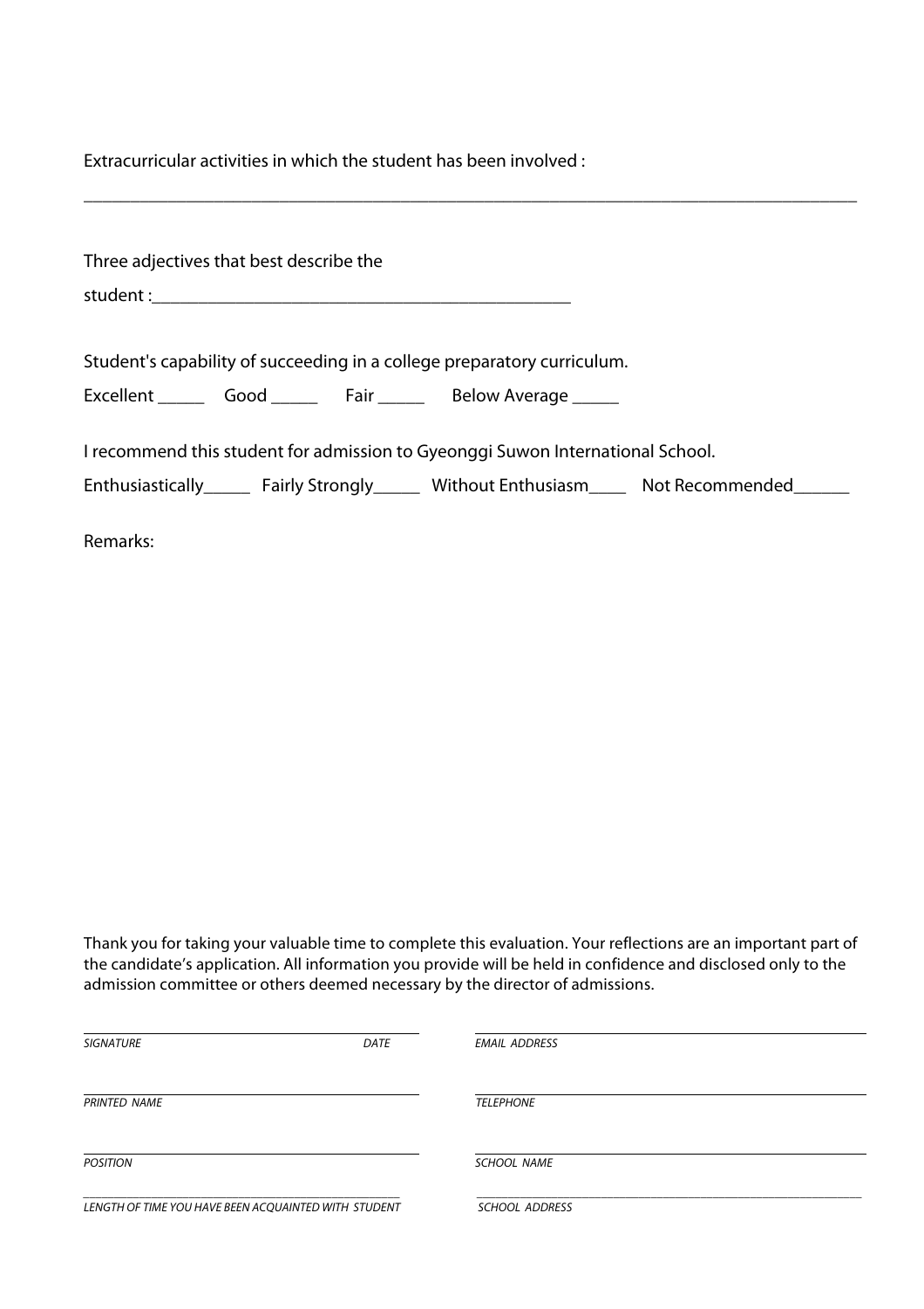Extracurricular activities in which the student has been involved :

______________________________________________________________________________________

Three adjectives that best describe the student :_______________________________________________

Student's capability of succeeding in a college preparatory curriculum.

Excellent _____ Good _____ Fair _____ Below Average _____

I recommend this student for admission to Gyeonggi Suwon International School.

Enthusiastically_____ Fairly Strongly_____ Without Enthusiasm____ Not Recommended______

Remarks:

Thank you for taking your valuable time to complete this evaluation. Your reflections are an important part of the candidate's application. All information you provide will be held in confidence and disclosed only to the admission committee or others deemed necessary by the director of admissions.

| | |
|---|---|
| _SIGNATURE_ _DATE_ | _EMAIL ADDRESS_ |
| _PRINTED NAME_ | _TELEPHONE_ |
| _POSITION_ | _SCHOOL NAME_ |
| _LENGTH OF TIME YOU HAVE BEEN ACQUAINTED WITH STUDENT_ | _SCHOOL ADDRESS_ |